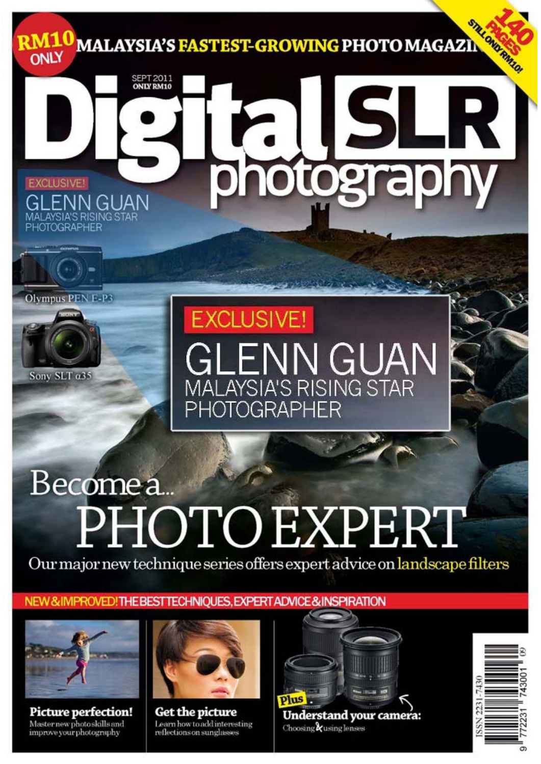RM10 ONLY

MALAYSIA'S FASTEST-GROWING PHOTO MAGAZINE

140 PAGES STILL ONLY RM10!

SEPT 2011
ONLY RM10

# Digital SLR photography

EXCLUSIVE!
GLENN GUAN
MALAYSIA'S RISING STAR PHOTOGRAPHER

Olympus PEN E-P3

Sony SLT α35

## EXCLUSIVE! GLENN GUAN
MALAYSIA'S RISING STAR PHOTOGRAPHER

## Become a... PHOTO EXPERT

Our major new technique series offers expert advice on landscape filters

NEW & IMPROVED! THE BEST TECHNIQUES, EXPERT ADVICE & INSPIRATION

**Picture perfection!**
Master new photo skills and improve your photography

**Get the picture**
Learn how to add interesting reflections on sunglasses

**Plus Understand your camera:**
Choosing & using lenses

ISSN 2231-7430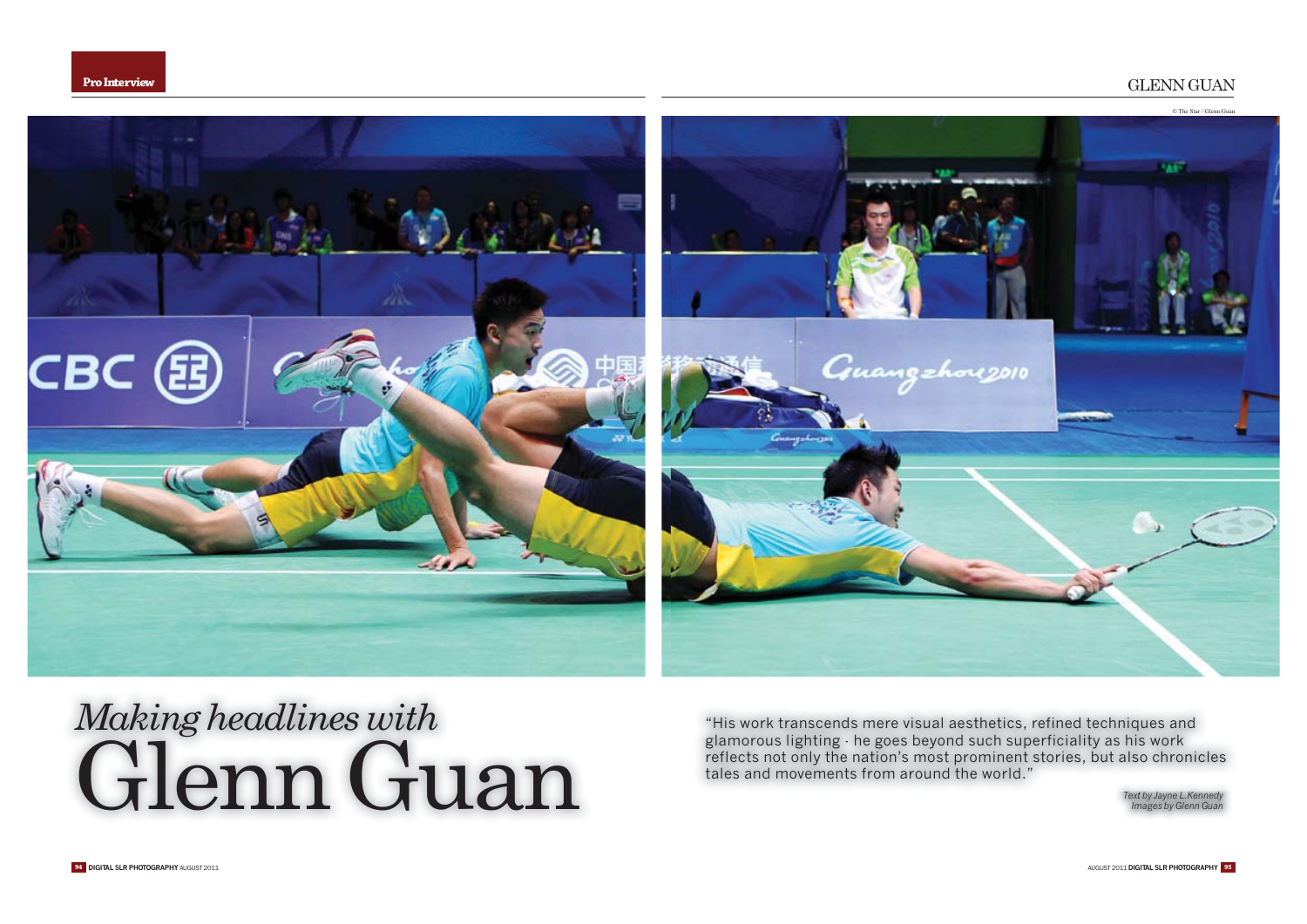Pro Interview

© The Star / Glenn Guan

# *Making headlines with* Glenn Guan

"His work transcends mere visual aesthetics, refined techniques and glamorous lighting - he goes beyond such superficiality as his work reflects not only the nation's most prominent stories, but also chronicles tales and movements from around the world."

*Text by Jayne L.Kennedy*
*Images by Glenn Guan*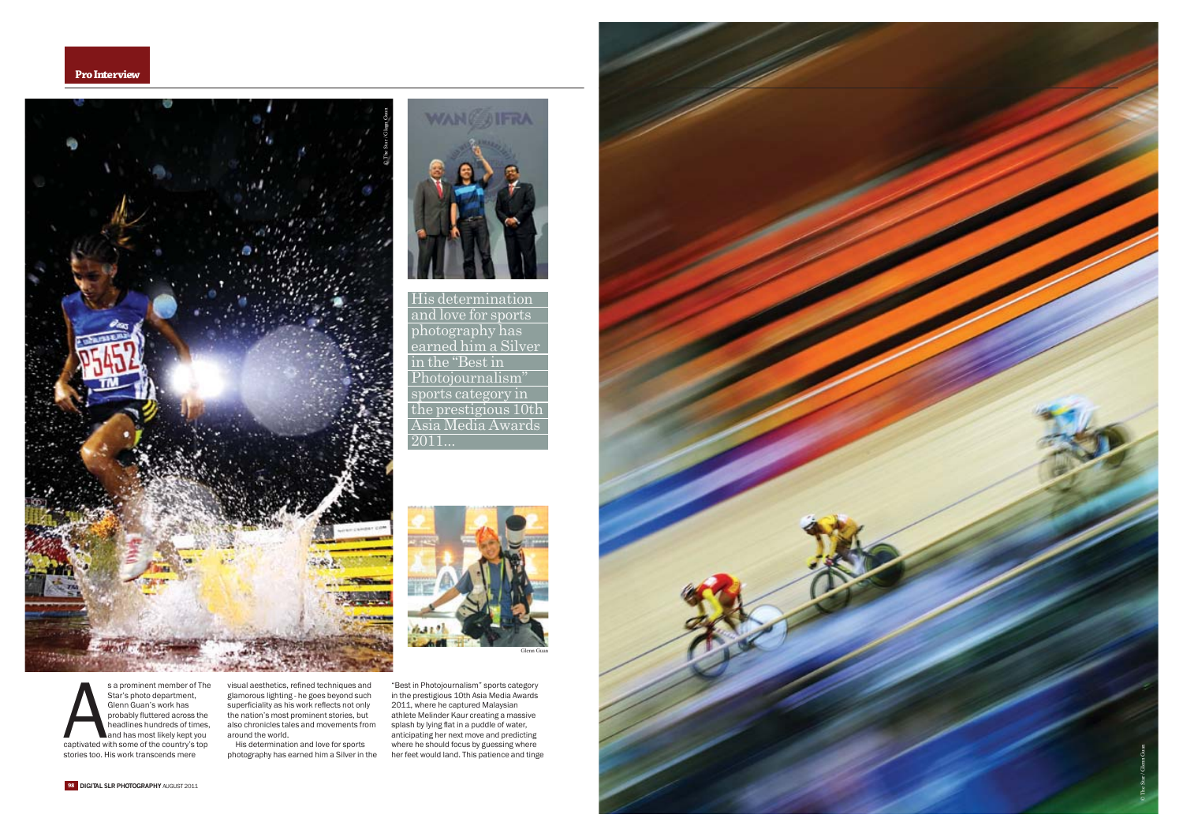His determination and love for sports photography has earned him a Silver in the "Best in Photojournalism" sports category in the prestigious 10th Asia Media Awards 2011...

Glenn Guan

As a prominent member of The Star's photo department, Glenn Guan's work has probably fluttered across the headlines hundreds of times, and has most likely kept you captivated with some of the country's top stories too. His work transcends mere visual aesthetics, refined techniques and glamorous lighting - he goes beyond such superficiality as his work reflects not only the nation's most prominent stories, but also chronicles tales and movements from around the world.

His determination and love for sports photography has earned him a Silver in the "Best in Photojournalism" sports category in the prestigious 10th Asia Media Awards 2011, where he captured Malaysian athlete Melinder Kaur creating a massive splash by lying flat in a puddle of water, anticipating her next move and predicting where he should focus by guessing where her feet would land. This patience and tinge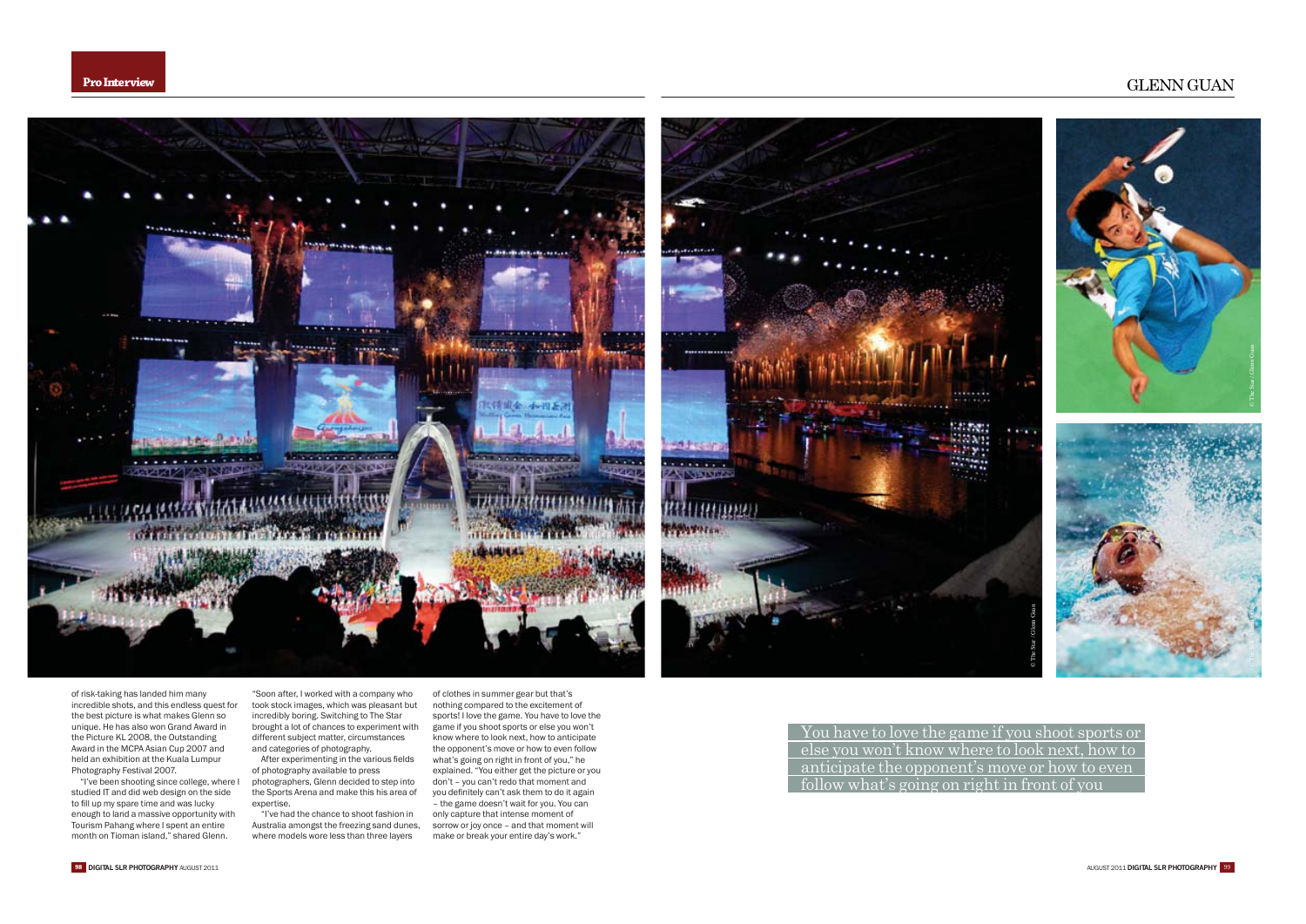of risk-taking has landed him many incredible shots, and this endless quest for the best picture is what makes Glenn so unique. He has also won Grand Award in the Picture KL 2008, the Outstanding Award in the MCPA Asian Cup 2007 and held an exhibition at the Kuala Lumpur Photography Festival 2007.

"I've been shooting since college, where I studied IT and did web design on the side to fill up my spare time and was lucky enough to land a massive opportunity with Tourism Pahang where I spent an entire month on Tioman island," shared Glenn.

"Soon after, I worked with a company who took stock images, which was pleasant but incredibly boring. Switching to The Star brought a lot of chances to experiment with different subject matter, circumstances and categories of photography.

After experimenting in the various fields of photography available to press photographers, Glenn decided to step into the Sports Arena and make this his area of expertise.

"I've had the chance to shoot fashion in Australia amongst the freezing sand dunes, where models wore less than three layers of clothes in summer gear but that's nothing compared to the excitement of sports! I love the game. You have to love the game if you shoot sports or else you won't know where to look next, how to anticipate the opponent's move or how to even follow what's going on right in front of you," he explained. "You either get the picture or you don't – you can't redo that moment and you definitely can't ask them to do it again – the game doesn't wait for you. You can only capture that intense moment of sorrow or joy once – and that moment will make or break your entire day's work."

You have to love the game if you shoot sports or else you won't know where to look next, how to anticipate the opponent's move or how to even follow what's going on right in front of you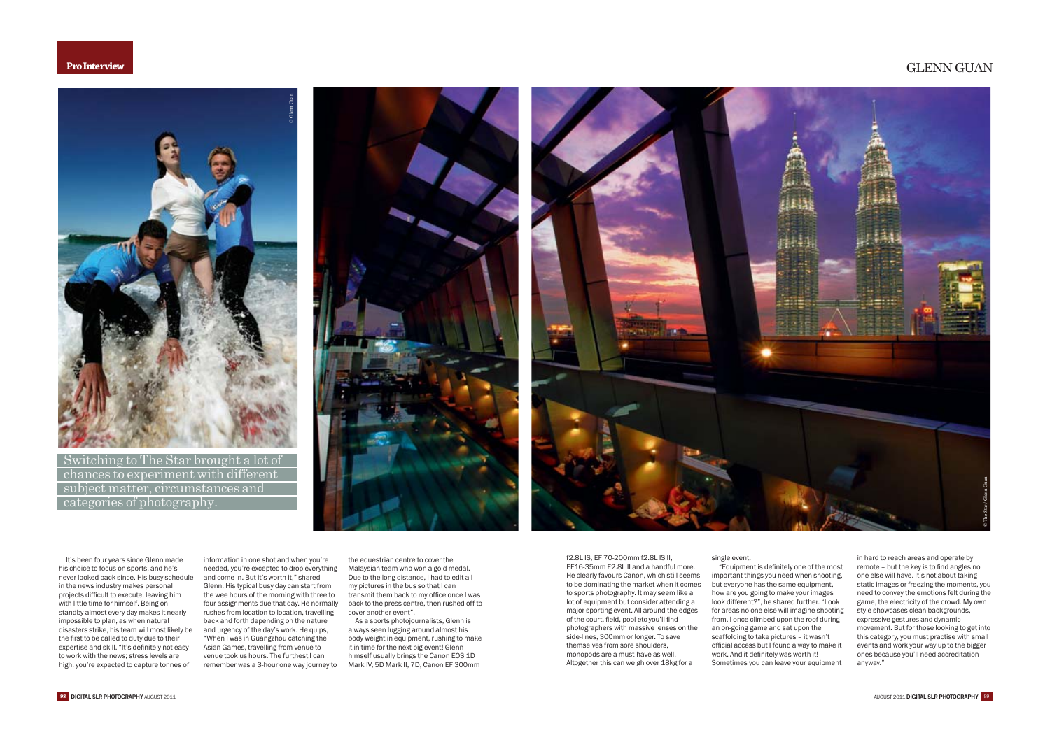Switching to The Star brought a lot of chances to experiment with different subject matter, circumstances and categories of photography.

It's been four years since Glenn made his choice to focus on sports, and he's never looked back since. His busy schedule in the news industry makes personal projects difficult to execute, leaving him with little time for himself. Being on standby almost every day makes it nearly impossible to plan, as when natural disasters strike, his team will most likely be the first to be called to duty due to their expertise and skill. "It's definitely not easy to work with the news; stress levels are high, you're expected to capture tonnes of information in one shot and when you're needed, you're excepted to drop everything and come in. But it's worth it," shared Glenn. His typical busy day can start from the wee hours of the morning with three to four assignments due that day. He normally rushes from location to location, travelling back and forth depending on the nature and urgency of the day's work. He quips, "When I was in Guangzhou catching the Asian Games, travelling from venue to venue took us hours. The furthest I can remember was a 3-hour one way journey to the equestrian centre to cover the Malaysian team who won a gold medal. Due to the long distance, I had to edit all my pictures in the bus so that I can transmit them back to my office once I was back to the press centre, then rushed off to cover another event".

As a sports photojournalists, Glenn is always seen lugging around almost his body weight in equipment, rushing to make it in time for the next big event! Glenn himself usually brings the Canon EOS 1D Mark IV, 5D Mark II, 7D, Canon EF 300mm f2.8L IS, EF 70-200mm f2.8L IS II, EF16-35mm F2.8L II and a handful more. He clearly favours Canon, which still seems to be dominating the market when it comes to sports photography. It may seem like a lot of equipment but consider attending a major sporting event. All around the edges of the court, field, pool etc you'll find photographers with massive lenses on the side-lines, 300mm or longer. To save themselves from sore shoulders, monopods are a must-have as well. Altogether this can weigh over 18kg for a single event.

"Equipment is definitely one of the most important things you need when shooting, but everyone has the same equipment, how are you going to make your images look different?", he shared further. "Look for areas no one else will imagine shooting from. I once climbed upon the roof during an on-going game and sat upon the scaffolding to take pictures – it wasn't official access but I found a way to make it work. And it definitely was worth it! Sometimes you can leave your equipment in hard to reach areas and operate by remote – but the key is to find angles no one else will have. It's not about taking static images or freezing the moments, you need to convey the emotions felt during the game, the electricity of the crowd. My own style showcases clean backgrounds, expressive gestures and dynamic movement. But for those looking to get into this category, you must practise with small events and work your way up to the bigger ones because you'll need accreditation anyway."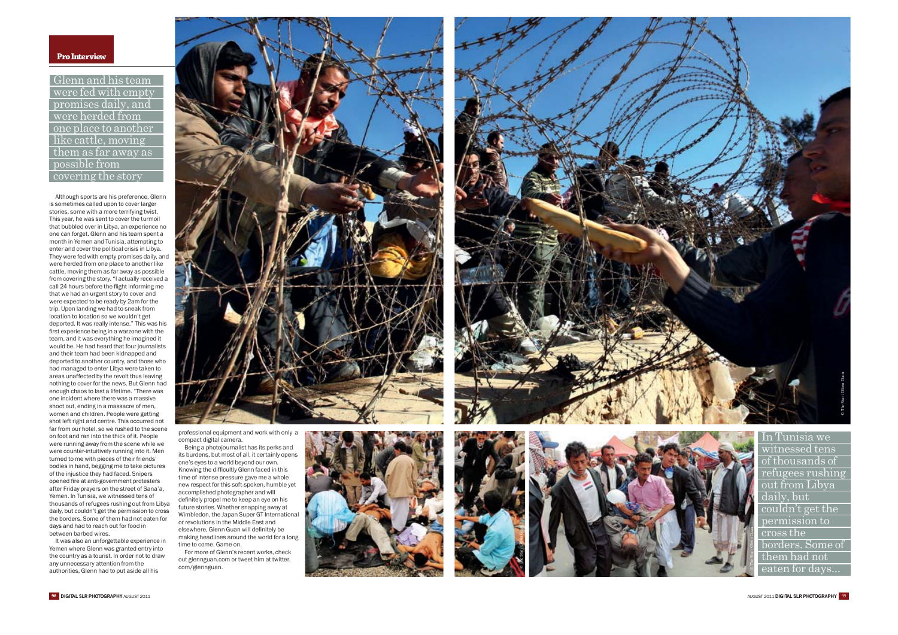**Pro Interview**

Glenn and his team were fed with empty promises daily, and were herded from one place to another like cattle, moving them as far away as possible from covering the story

Although sports are his preference, Glenn is sometimes called upon to cover larger stories, some with a more terrifying twist. This year, he was sent to cover the turmoil that bubbled over in Libya, an experience no one can forget. Glenn and his team spent a month in Yemen and Tunisia, attempting to enter and cover the political crisis in Libya. They were fed with empty promises daily, and were herded from one place to another like cattle, moving them as far away as possible from covering the story. "I actually received a call 24 hours before the flight informing me that we had an urgent story to cover and were expected to be ready by 2am for the trip. Upon landing we had to sneak from location to location so we wouldn't get deported. It was really intense." This was his first experience being in a warzone with the team, and it was everything he imagined it would be. He had heard that four journalists and their team had been kidnapped and deported to another country, and those who had managed to enter Libya were taken to areas unaffected by the revolt thus leaving nothing to cover for the news. But Glenn had enough chaos to last a lifetime. "There was one incident where there was a massive shoot out, ending in a massacre of men, women and children. People were getting shot left right and centre. This occurred not far from our hotel, so we rushed to the scene on foot and ran into the thick of it. People were running away from the scene while we were counter-intuitively running into it. Men turned to me with pieces of their friends' bodies in hand, begging me to take pictures of the injustice they had faced. Snipers opened fire at anti-government protesters after Friday prayers on the street of Sana'a, Yemen. In Tunisia, we witnessed tens of thousands of refugees rushing out from Libya daily, but couldn't get the permission to cross the borders. Some of them had not eaten for days and had to reach out for food in between barbed wires.

It was also an unforgettable experience in Yemen where Glenn was granted entry into the country as a tourist. In order not to draw any unnecessary attention from the authorities, Glenn had to put aside all his professional equipment and work with only a compact digital camera.

Being a photojournalist has its perks and its burdens, but most of all, it certainly opens one's eyes to a world beyond our own. Knowing the difficulty Glenn faced in this time of intense pressure gave me a whole new respect for this soft-spoken, humble yet accomplished photographer and will definitely propel me to keep an eye on his future stories. Whether snapping away at Wimbledon, the Japan Super GT International or revolutions in the Middle East and elsewhere, Glenn Guan will definitely be making headlines around the world for a long time to come. Game on.

For more of Glenn's recent works, check out glennguan.com or tweet him at twitter.com/glennguan.

© The Star / Glenn Guan

In Tunisia we witnessed tens of thousands of refugees rushing out from Libya daily, but couldn't get the permission to cross the borders. Some of them had not eaten for days...